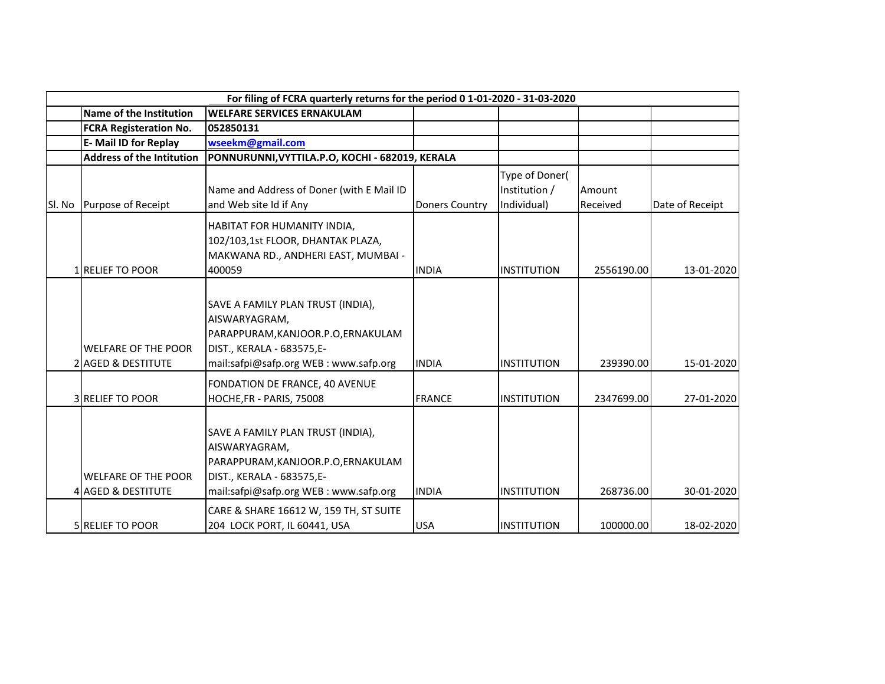| For filing of FCRA quarterly returns for the period 0 1-01-2020 - 31-03-2020 | | | | | | |
|---|---|---|---|---|---|---|
| | **Name of the Institution** | **WELFARE SERVICES ERNAKULAM** | | | | |
| | **FCRA Registeration No.** | **052850131** | | | | |
| | **E- Mail ID for Replay** | **wseekm@gmail.com** | | | | |
| | **Address of the Intitution** | **PONNURUNNI,VYTTILA.P.O, KOCHI - 682019, KERALA** | | | | |
| Sl. No | Purpose of Receipt | Name and Address of Doner (with E Mail ID and Web site Id if Any | Doners Country | Type of Doner( Institution / Individual) | Amount Received | Date of Receipt |
| 1 | RELIEF TO POOR | HABITAT FOR HUMANITY INDIA, 102/103,1st FLOOR, DHANTAK PLAZA, MAKWANA RD., ANDHERI EAST, MUMBAI - 400059 | INDIA | INSTITUTION | 2556190.00 | 13-01-2020 |
| 2 | WELFARE OF THE POOR AGED & DESTITUTE | SAVE A FAMILY PLAN TRUST (INDIA), AISWARYAGRAM, PARAPPURAM,KANJOOR.P.O,ERNAKULAM DIST., KERALA - 683575,E-mail:safpi@safp.org WEB : www.safp.org | INDIA | INSTITUTION | 239390.00 | 15-01-2020 |
| 3 | RELIEF TO POOR | FONDATION DE FRANCE, 40 AVENUE HOCHE,FR - PARIS, 75008 | FRANCE | INSTITUTION | 2347699.00 | 27-01-2020 |
| 4 | WELFARE OF THE POOR AGED & DESTITUTE | SAVE A FAMILY PLAN TRUST (INDIA), AISWARYAGRAM, PARAPPURAM,KANJOOR.P.O,ERNAKULAM DIST., KERALA - 683575,E-mail:safpi@safp.org WEB : www.safp.org | INDIA | INSTITUTION | 268736.00 | 30-01-2020 |
| 5 | RELIEF TO POOR | CARE & SHARE 16612 W, 159 TH, ST SUITE 204 LOCK PORT, IL 60441, USA | USA | INSTITUTION | 100000.00 | 18-02-2020 |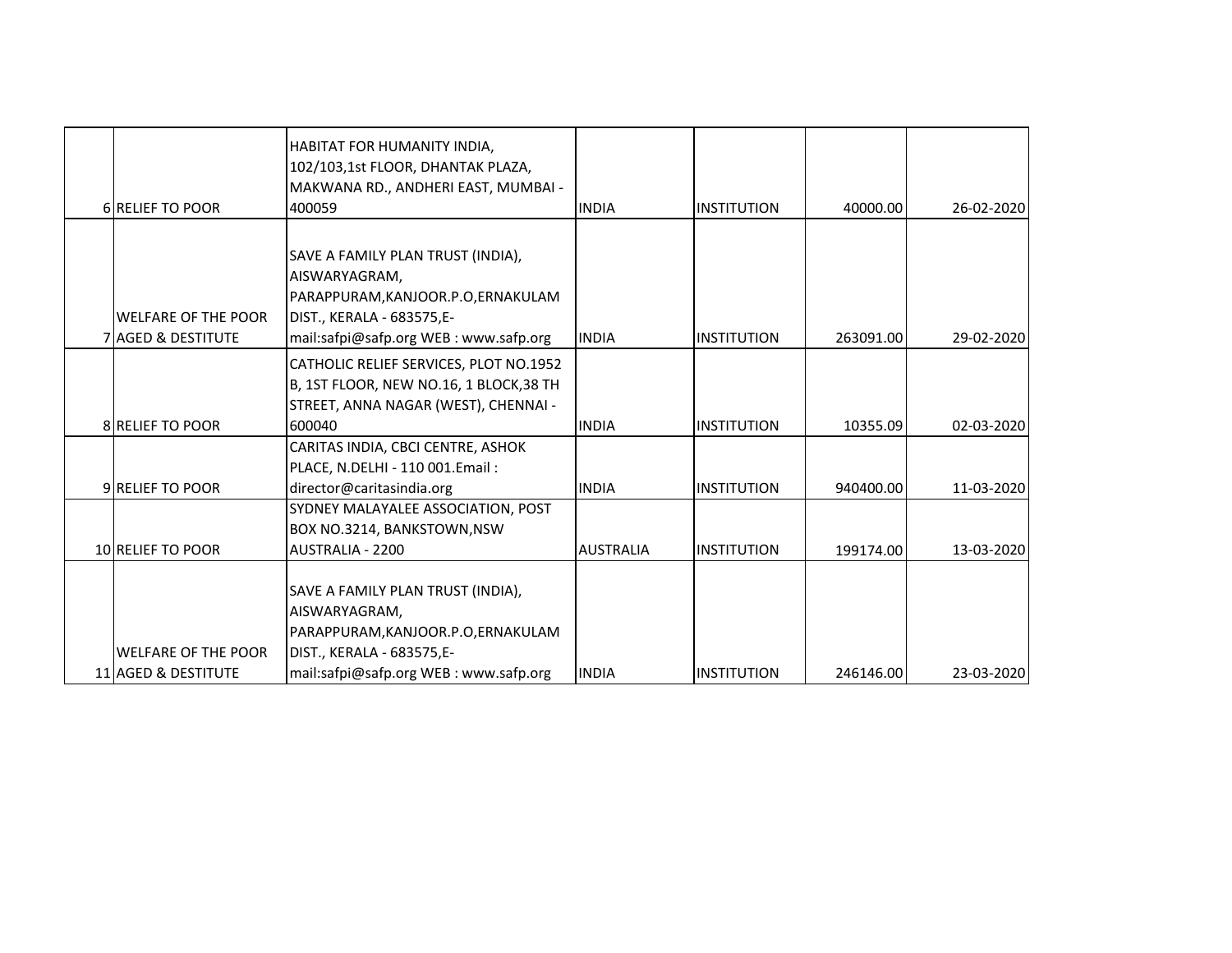| | | | | | | |
|---|---|---|---|---|---|---|
| 6 | RELIEF TO POOR | HABITAT FOR HUMANITY INDIA, 102/103,1st FLOOR, DHANTAK PLAZA, MAKWANA RD., ANDHERI EAST, MUMBAI - 400059 | INDIA | INSTITUTION | 40000.00 | 26-02-2020 |
| 7 | WELFARE OF THE POOR AGED & DESTITUTE | SAVE A FAMILY PLAN TRUST (INDIA), AISWARYAGRAM, PARAPPURAM,KANJOOR.P.O,ERNAKULAM DIST., KERALA - 683575,E-mail:safpi@safp.org WEB : www.safp.org | INDIA | INSTITUTION | 263091.00 | 29-02-2020 |
| 8 | RELIEF TO POOR | CATHOLIC RELIEF SERVICES, PLOT NO.1952 B, 1ST FLOOR, NEW NO.16, 1 BLOCK,38 TH STREET, ANNA NAGAR (WEST), CHENNAI - 600040 | INDIA | INSTITUTION | 10355.09 | 02-03-2020 |
| 9 | RELIEF TO POOR | CARITAS INDIA, CBCI CENTRE, ASHOK PLACE, N.DELHI - 110 001.Email : director@caritasindia.org | INDIA | INSTITUTION | 940400.00 | 11-03-2020 |
| 10 | RELIEF TO POOR | SYDNEY MALAYALEE ASSOCIATION, POST BOX NO.3214, BANKSTOWN,NSW AUSTRALIA - 2200 | AUSTRALIA | INSTITUTION | 199174.00 | 13-03-2020 |
| 11 | WELFARE OF THE POOR AGED & DESTITUTE | SAVE A FAMILY PLAN TRUST (INDIA), AISWARYAGRAM, PARAPPURAM,KANJOOR.P.O,ERNAKULAM DIST., KERALA - 683575,E-mail:safpi@safp.org WEB : www.safp.org | INDIA | INSTITUTION | 246146.00 | 23-03-2020 |